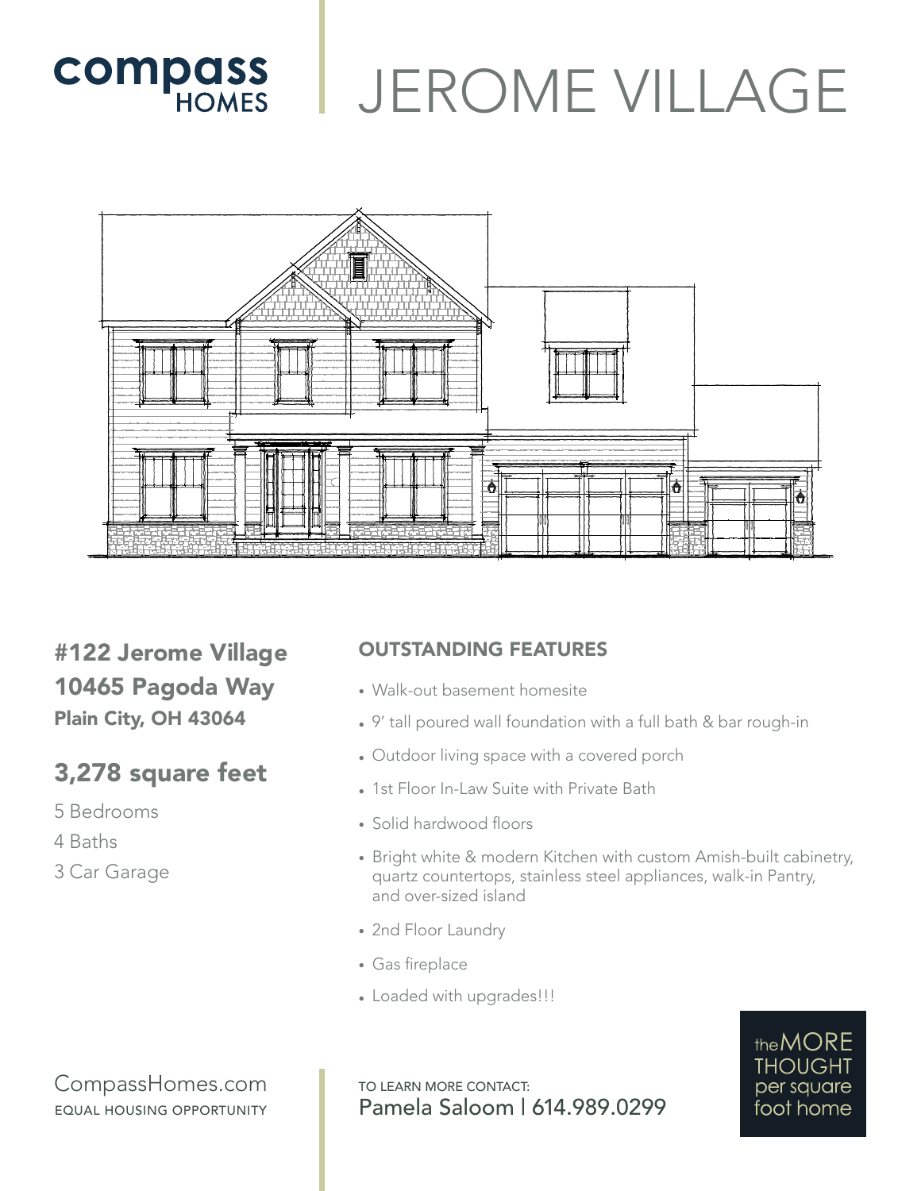compass HOMES

# JEROME VILLAGE

## #122 Jerome Village
## 10465 Pagoda Way
### Plain City, OH 43064

## 3,278 square feet

5 Bedrooms

4 Baths

3 Car Garage

### OUTSTANDING FEATURES

- Walk-out basement homesite
- 9' tall poured wall foundation with a full bath & bar rough-in
- Outdoor living space with a covered porch
- 1st Floor In-Law Suite with Private Bath
- Solid hardwood floors
- Bright white & modern Kitchen with custom Amish-built cabinetry, quartz countertops, stainless steel appliances, walk-in Pantry, and over-sized island
- 2nd Floor Laundry
- Gas fireplace
- Loaded with upgrades!!!

CompassHomes.com
EQUAL HOUSING OPPORTUNITY

TO LEARN MORE CONTACT:
Pamela Saloom | 614.989.0299

the MORE THOUGHT per square foot home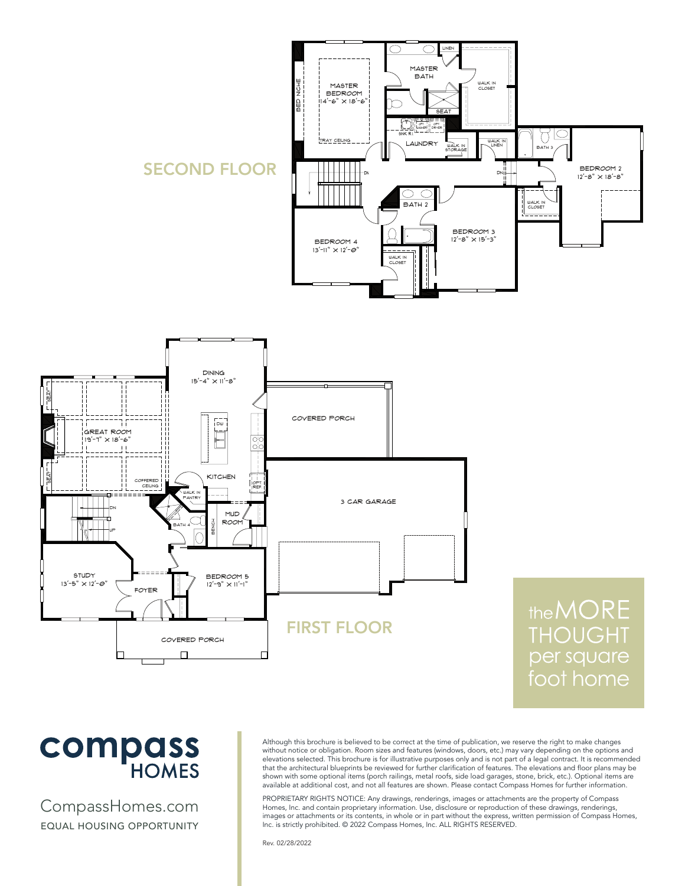## SECOND FLOOR

MASTER BEDROOM
14'-6" × 18'-6"

BED NICHE

TRAY CEILING

MASTER BATH

LINEN

WALK IN CLOSET

SEAT

OPT WASHER

OPT DRYER

SINK RI

LAUNDRY

WALK IN STORAGE

WALK IN LINEN

BATH 3

BEDROOM 2
12'-8" × 18'-8"

DN

DN

BATH 2

BEDROOM 3
12'-8" × 15'-3"

BEDROOM 4
13'-11" × 12'-0"

WALK IN CLOSET

WALK IN CLOSET

## FIRST FLOOR

DINING
15'-4" × 11'-8"

COVERED PORCH

DW

GREAT ROOM
19'-7" × 18'-6"

SEAT

SEAT

COFFERED CEILING

KITCHEN

OPT REF

WALK IN PANTRY

3 CAR GARAGE

DN

UP

BATH 4

MUD ROOM

BENCH

STUDY
13'-5" × 12'-0"

FOYER

BEDROOM 5
12'-9" × 11'-1"

COVERED PORCH

the MORE THOUGHT per square foot home

**compass HOMES**

CompassHomes.com

EQUAL HOUSING OPPORTUNITY

Although this brochure is believed to be correct at the time of publication, we reserve the right to make changes without notice or obligation. Room sizes and features (windows, doors, etc.) may vary depending on the options and elevations selected. This brochure is for illustrative purposes only and is not part of a legal contract. It is recommended that the architectural blueprints be reviewed for further clarification of features. The elevations and floor plans may be shown with some optional items (porch railings, metal roofs, side load garages, stone, brick, etc.). Optional items are available at additional cost, and not all features are shown. Please contact Compass Homes for further information.

PROPRIETARY RIGHTS NOTICE: Any drawings, renderings, images or attachments are the property of Compass Homes, Inc. and contain proprietary information. Use, disclosure or reproduction of these drawings, renderings, images or attachments or its contents, in whole or in part without the express, written permission of Compass Homes, Inc. is strictly prohibited. © 2022 Compass Homes, Inc. ALL RIGHTS RESERVED.

Rev. 02/28/2022